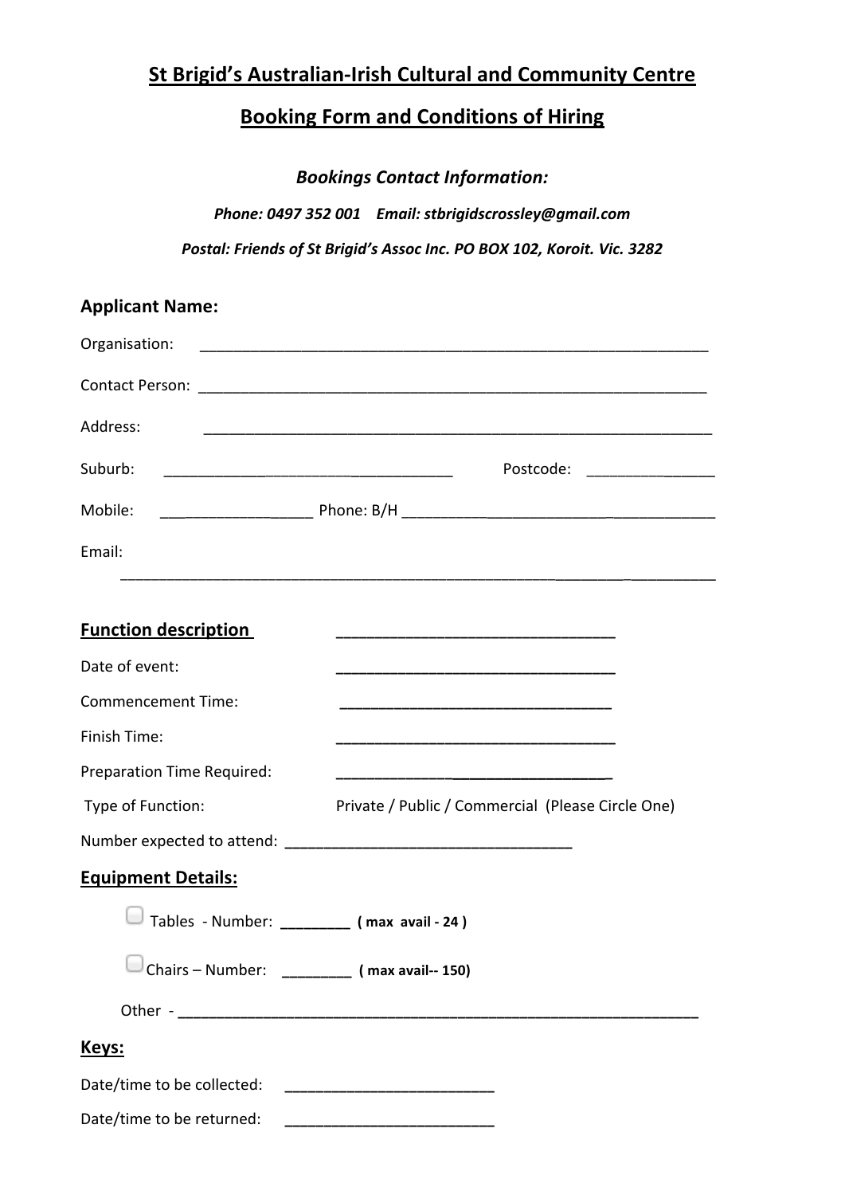# St Brigid's Australian-Irish Cultural and Community Centre

## Booking Form and Conditions of Hiring

***Bookings Contact Information:***

*Phone: 0497 352 001    Email: stbrigidscrossley@gmail.com*

*Postal: Friends of St Brigid's Assoc Inc. PO BOX 102, Koroit. Vic. 3282*

**Applicant Name:**

Organisation: ______________________________________________________________

Contact Person: ______________________________________________________________

Address: ______________________________________________________________

Suburb: ___________________________________    Postcode: _______________

Mobile: __________________ Phone: B/H ____________________________________

Email: ______________________________________________________________

**Function description** ________________________________

Date of event: ________________________________

Commencement Time: ________________________________

Finish Time: ________________________________

Preparation Time Required: ________________________________

Type of Function: Private / Public / Commercial (Please Circle One)

Number expected to attend: ________________________________

**Equipment Details:**

- ☐ Tables - Number: ________ **( max avail - 24 )**
- ☐ Chairs – Number: ________ **( max avail-- 150)**

Other - ______________________________________________________________

**Keys:**

Date/time to be collected: ________________________

Date/time to be returned: ________________________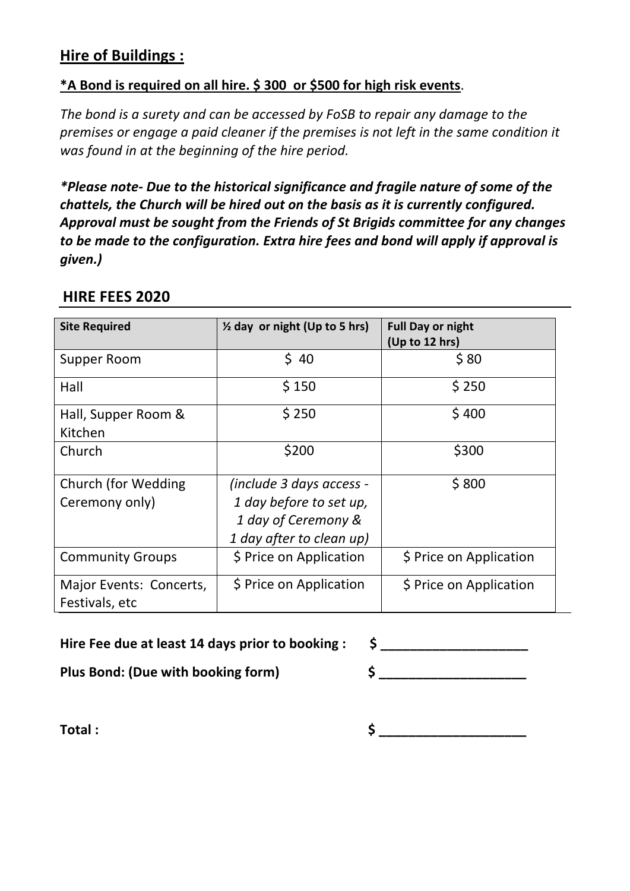## Hire of Buildings :

**\*A Bond is required on all hire. $ 300 or $500 for high risk events**.

*The bond is a surety and can be accessed by FoSB to repair any damage to the premises or engage a paid cleaner if the premises is not left in the same condition it was found in at the beginning of the hire period.*

***\*Please note- Due to the historical significance and fragile nature of some of the chattels, the Church will be hired out on the basis as it is currently configured. Approval must be sought from the Friends of St Brigids committee for any changes to be made to the configuration. Extra hire fees and bond will apply if approval is given.)***

### HIRE FEES 2020

| Site Required | ½ day or night (Up to 5 hrs) | Full Day or night (Up to 12 hrs) |
|---|---|---|
| Supper Room | $ 40 | $ 80 |
| Hall | $ 150 | $ 250 |
| Hall, Supper Room & Kitchen | $ 250 | $ 400 |
| Church | $200 | $300 |
| Church (for Wedding Ceremony only) | *(include 3 days access - 1 day before to set up, 1 day of Ceremony & 1 day after to clean up)* | $ 800 |
| Community Groups | $ Price on Application | $ Price on Application |
| Major Events: Concerts, Festivals, etc | $ Price on Application | $ Price on Application |

**Hire Fee due at least 14 days prior to booking :** **$ ____________________**

**Plus Bond: (Due with booking form)** **$ ____________________**

**Total :** **$ ____________________**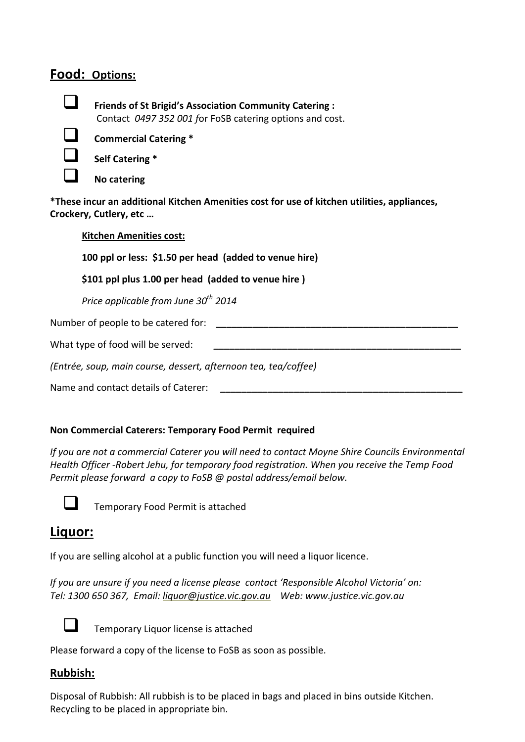## Food: Options:

- ☐ **Friends of St Brigid's Association Community Catering :**
  Contact *0497 352 001 f*or FoSB catering options and cost.
- ☐ **Commercial Catering ***
- ☐ **Self Catering ***
- ☐ **No catering**

***These incur an additional Kitchen Amenities cost for use of kitchen utilities, appliances, Crockery, Cutlery, etc …**

**Kitchen Amenities cost:**

**100 ppl or less: $1.50 per head (added to venue hire)**

**$101 ppl plus 1.00 per head (added to venue hire )**

*Price applicable from June 30th 2014*

Number of people to be catered for: ________________________________________________

What type of food will be served: ________________________________________________

*(Entrée, soup, main course, dessert, afternoon tea, tea/coffee)*

Name and contact details of Caterer: ________________________________________________

**Non Commercial Caterers: Temporary Food Permit required**

*If you are not a commercial Caterer you will need to contact Moyne Shire Councils Environmental Health Officer -Robert Jehu, for temporary food registration. When you receive the Temp Food Permit please forward a copy to FoSB @ postal address/email below.*

☐ Temporary Food Permit is attached

## Liquor:

If you are selling alcohol at a public function you will need a liquor licence.

*If you are unsure if you need a license please contact 'Responsible Alcohol Victoria' on:*
*Tel: 1300 650 367, Email: liquor@justice.vic.gov.au Web: www.justice.vic.gov.au*

☐ Temporary Liquor license is attached

Please forward a copy of the license to FoSB as soon as possible.

### Rubbish:

Disposal of Rubbish: All rubbish is to be placed in bags and placed in bins outside Kitchen. Recycling to be placed in appropriate bin.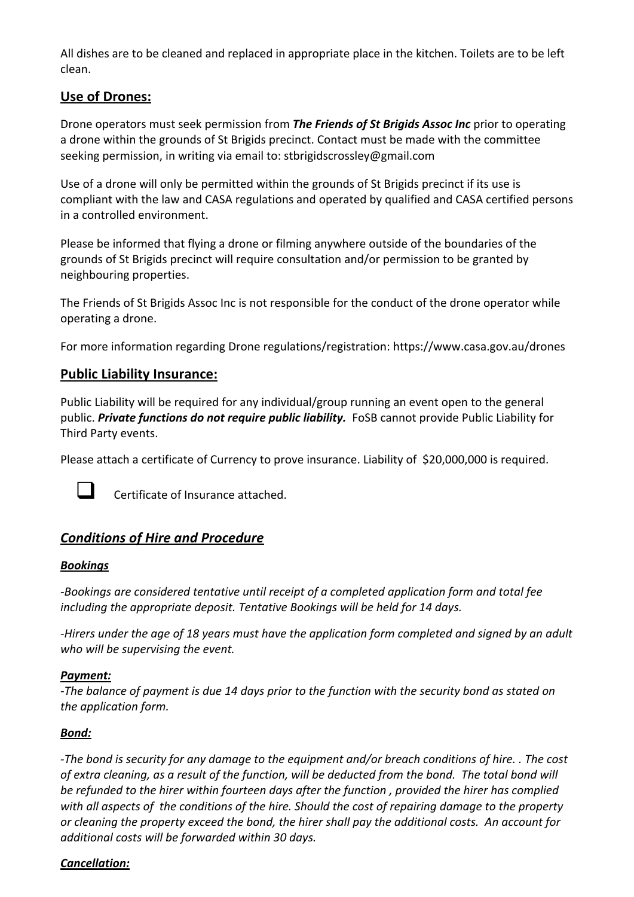All dishes are to be cleaned and replaced in appropriate place in the kitchen. Toilets are to be left clean.

## Use of Drones:

Drone operators must seek permission from ***The Friends of St Brigids Assoc Inc*** prior to operating a drone within the grounds of St Brigids precinct. Contact must be made with the committee seeking permission, in writing via email to: stbrigidscrossley@gmail.com

Use of a drone will only be permitted within the grounds of St Brigids precinct if its use is compliant with the law and CASA regulations and operated by qualified and CASA certified persons in a controlled environment.

Please be informed that flying a drone or filming anywhere outside of the boundaries of the grounds of St Brigids precinct will require consultation and/or permission to be granted by neighbouring properties.

The Friends of St Brigids Assoc Inc is not responsible for the conduct of the drone operator while operating a drone.

For more information regarding Drone regulations/registration: https://www.casa.gov.au/drones

## Public Liability Insurance:

Public Liability will be required for any individual/group running an event open to the general public. ***Private functions do not require public liability.*** FoSB cannot provide Public Liability for Third Party events.

Please attach a certificate of Currency to prove insurance. Liability of $20,000,000 is required.

- [ ] Certificate of Insurance attached.

## *Conditions of Hire and Procedure*

### *Bookings*

*-Bookings are considered tentative until receipt of a completed application form and total fee including the appropriate deposit. Tentative Bookings will be held for 14 days.*

*-Hirers under the age of 18 years must have the application form completed and signed by an adult who will be supervising the event.*

### *Payment:*

*-The balance of payment is due 14 days prior to the function with the security bond as stated on the application form.*

### *Bond:*

*-The bond is security for any damage to the equipment and/or breach conditions of hire. . The cost of extra cleaning, as a result of the function, will be deducted from the bond. The total bond will be refunded to the hirer within fourteen days after the function , provided the hirer has complied with all aspects of the conditions of the hire. Should the cost of repairing damage to the property or cleaning the property exceed the bond, the hirer shall pay the additional costs. An account for additional costs will be forwarded within 30 days.*

### *Cancellation:*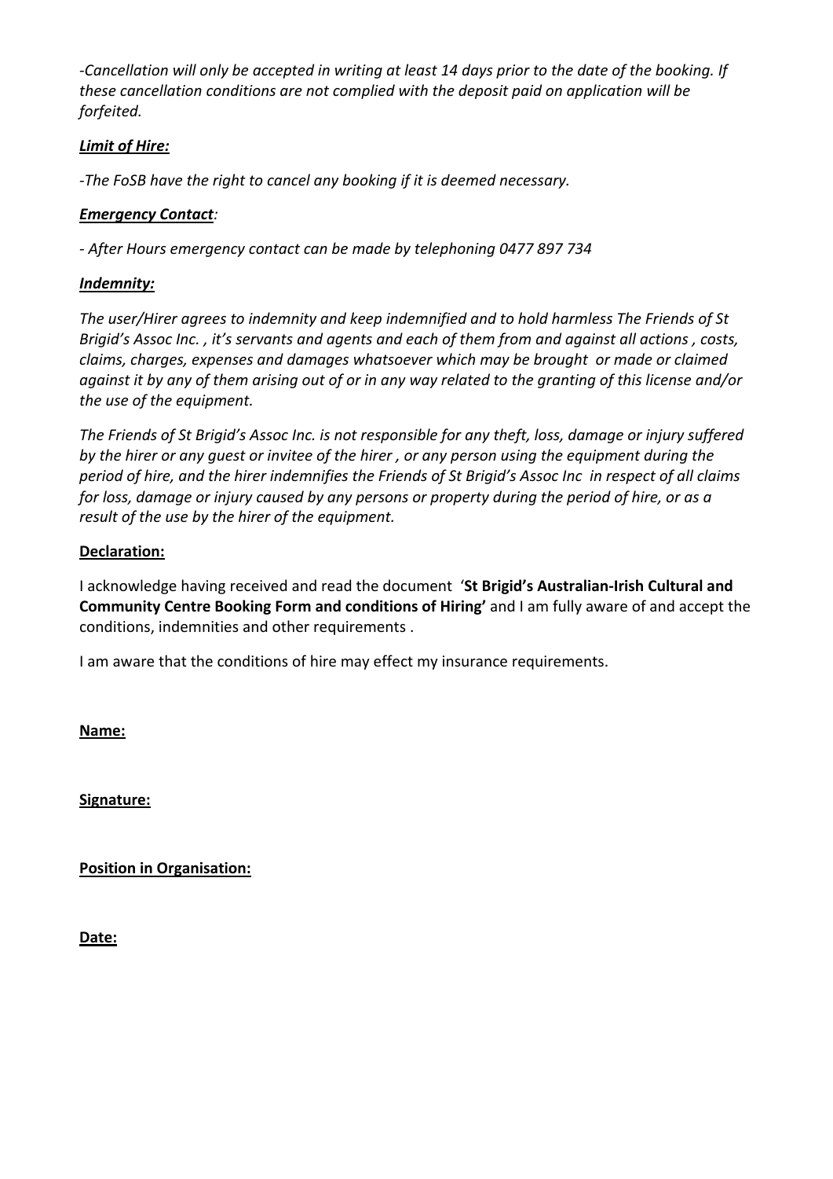*-Cancellation will only be accepted in writing at least 14 days prior to the date of the booking. If these cancellation conditions are not complied with the deposit paid on application will be forfeited.*

***Limit of Hire:***

*-The FoSB have the right to cancel any booking if it is deemed necessary.*

***Emergency Contact**:*

*- After Hours emergency contact can be made by telephoning 0477 897 734*

***Indemnity:***

*The user/Hirer agrees to indemnity and keep indemnified and to hold harmless The Friends of St Brigid's Assoc Inc. , it's servants and agents and each of them from and against all actions , costs, claims, charges, expenses and damages whatsoever which may be brought or made or claimed against it by any of them arising out of or in any way related to the granting of this license and/or the use of the equipment.*

*The Friends of St Brigid's Assoc Inc. is not responsible for any theft, loss, damage or injury suffered by the hirer or any guest or invitee of the hirer , or any person using the equipment during the period of hire, and the hirer indemnifies the Friends of St Brigid's Assoc Inc in respect of all claims for loss, damage or injury caused by any persons or property during the period of hire, or as a result of the use by the hirer of the equipment.*

**Declaration:**

I acknowledge having received and read the document '**St Brigid's Australian-Irish Cultural and Community Centre Booking Form and conditions of Hiring'** and I am fully aware of and accept the conditions, indemnities and other requirements .

I am aware that the conditions of hire may effect my insurance requirements.

**Name:**

**Signature:**

**Position in Organisation:**

**Date:**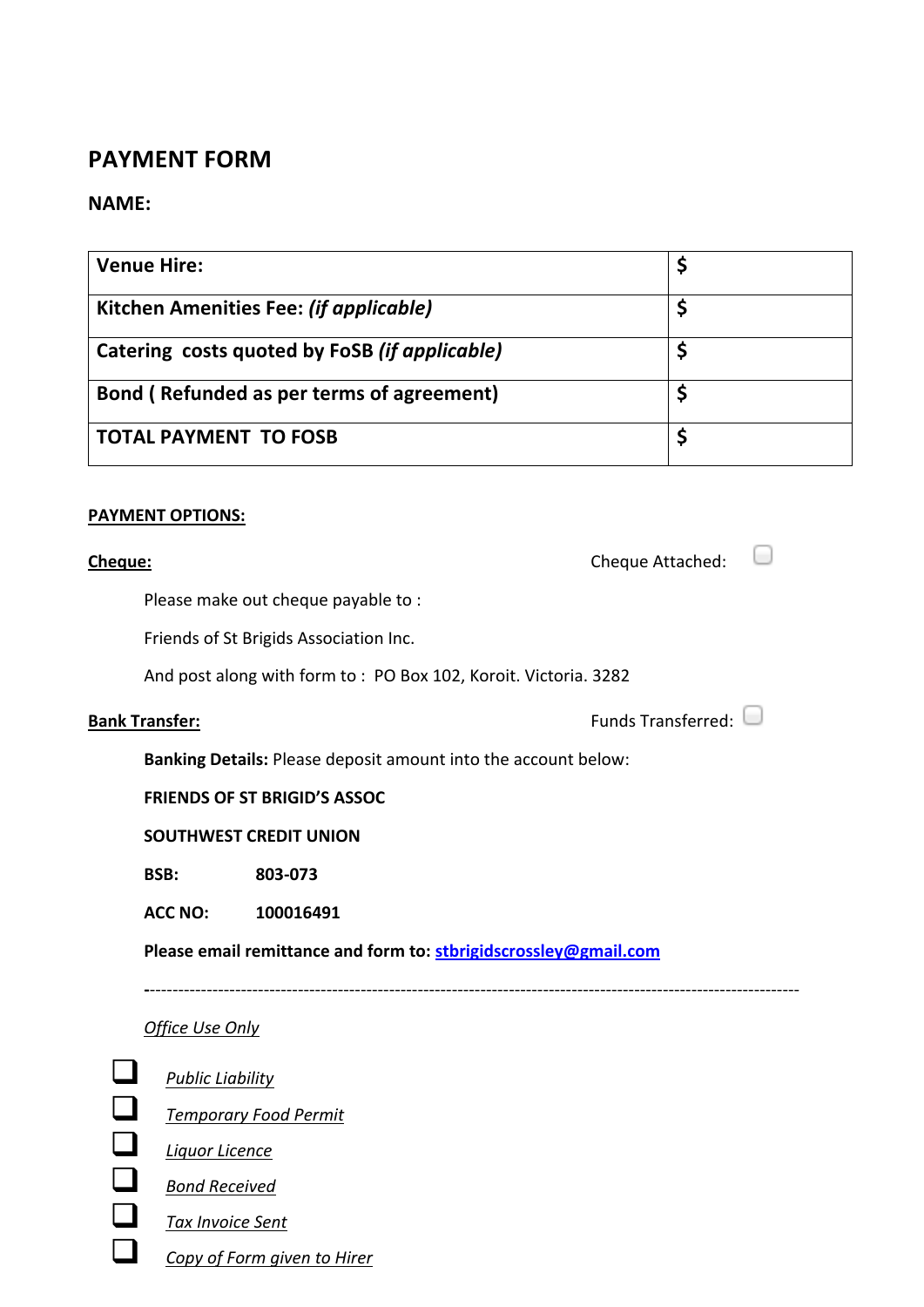# PAYMENT FORM

**NAME:**

| | |
|---|---|
| **Venue Hire:** | **$** |
| **Kitchen Amenities Fee:** ***(if applicable)*** | **$** |
| **Catering costs quoted by FoSB** ***(if applicable)*** | **$** |
| **Bond ( Refunded as per terms of agreement)** | **$** |
| **TOTAL PAYMENT TO FOSB** | **$** |

**PAYMENT OPTIONS:**

**Cheque:** Cheque Attached: ☐

Please make out cheque payable to :

Friends of St Brigids Association Inc.

And post along with form to : PO Box 102, Koroit. Victoria. 3282

**Bank Transfer:** Funds Transferred: ☐

**Banking Details:** Please deposit amount into the account below:

**FRIENDS OF ST BRIGID'S ASSOC**

**SOUTHWEST CREDIT UNION**

**BSB:** **803-073**

**ACC NO:** **100016491**

**Please email remittance and form to: stbrigidscrossley@gmail.com**

-----------------------------------------------------------------------------------------------------------------

*Office Use Only*

- ☐ *Public Liability*
- ☐ *Temporary Food Permit*
- ☐ *Liquor Licence*
- ☐ *Bond Received*
- ☐ *Tax Invoice Sent*
- ☐ *Copy of Form given to Hirer*